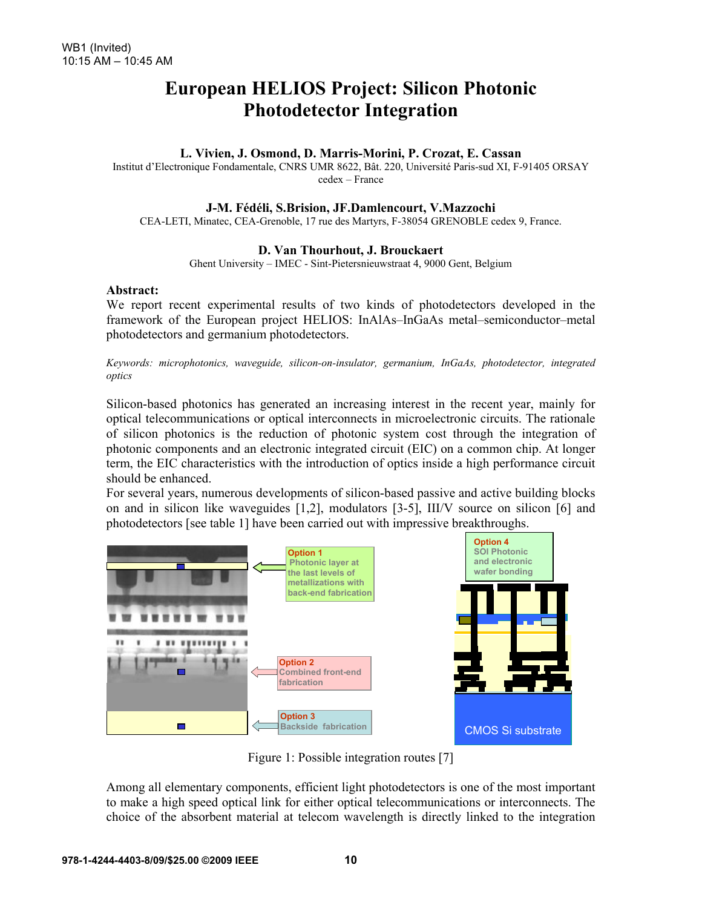WB1 (Invited)
10:15 AM – 10:45 AM

# European HELIOS Project: Silicon Photonic Photodetector Integration

**L. Vivien, J. Osmond, D. Marris-Morini, P. Crozat, E. Cassan**
Institut d'Electronique Fondamentale, CNRS UMR 8622, Bât. 220, Université Paris-sud XI, F-91405 ORSAY cedex – France

**J-M. Fédéli, S.Brision, JF.Damlencourt, V.Mazzochi**
CEA-LETI, Minatec, CEA-Grenoble, 17 rue des Martyrs, F-38054 GRENOBLE cedex 9, France.

**D. Van Thourhout, J. Brouckaert**
Ghent University – IMEC - Sint-Pietersnieuwstraat 4, 9000 Gent, Belgium

**Abstract:**
We report recent experimental results of two kinds of photodetectors developed in the framework of the European project HELIOS: InAlAs–InGaAs metal–semiconductor–metal photodetectors and germanium photodetectors.

*Keywords: microphotonics, waveguide, silicon-on-insulator, germanium, InGaAs, photodetector, integrated optics*

Silicon-based photonics has generated an increasing interest in the recent year, mainly for optical telecommunications or optical interconnects in microelectronic circuits. The rationale of silicon photonics is the reduction of photonic system cost through the integration of photonic components and an electronic integrated circuit (EIC) on a common chip. At longer term, the EIC characteristics with the introduction of optics inside a high performance circuit should be enhanced.
For several years, numerous developments of silicon-based passive and active building blocks on and in silicon like waveguides [1,2], modulators [3-5], III/V source on silicon [6] and photodetectors [see table 1] have been carried out with impressive breakthroughs.

Option 1 Photonic layer at the last levels of metallizations with back-end fabrication

Option 2 Combined front-end fabrication

Option 3 Backside fabrication

Option 4 SOI Photonic and electronic wafer bonding

CMOS Si substrate

Figure 1: Possible integration routes [7]

Among all elementary components, efficient light photodetectors is one of the most important to make a high speed optical link for either optical telecommunications or interconnects. The choice of the absorbent material at telecom wavelength is directly linked to the integration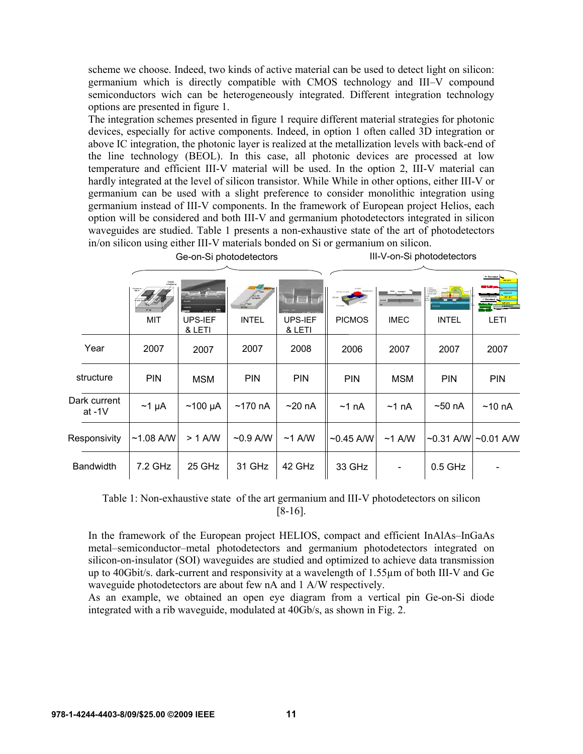scheme we choose. Indeed, two kinds of active material can be used to detect light on silicon: germanium which is directly compatible with CMOS technology and III–V compound semiconductors wich can be heterogeneously integrated. Different integration technology options are presented in figure 1.

The integration schemes presented in figure 1 require different material strategies for photonic devices, especially for active components. Indeed, in option 1 often called 3D integration or above IC integration, the photonic layer is realized at the metallization levels with back-end of the line technology (BEOL). In this case, all photonic devices are processed at low temperature and efficient III-V material will be used. In the option 2, III-V material can hardly integrated at the level of silicon transistor. While While in other options, either III-V or germanium can be used with a slight preference to consider monolithic integration using germanium instead of III-V components. In the framework of European project Helios, each option will be considered and both III-V and germanium photodetectors integrated in silicon waveguides are studied. Table 1 presents a non-exhaustive state of the art of photodetectors in/on silicon using either III-V materials bonded on Si or germanium on silicon.

| | Ge-on-Si photodetectors | | | | III-V-on-Si photodetectors | | | |
|---|---|---|---|---|---|---|---|---|
| | MIT | UPS-IEF & LETI | INTEL | UPS-IEF & LETI | PICMOS | IMEC | INTEL | LETI |
| Year | 2007 | 2007 | 2007 | 2008 | 2006 | 2007 | 2007 | 2007 |
| structure | PIN | MSM | PIN | PIN | PIN | MSM | PIN | PIN |
| Dark current at -1V | ~1 µA | ~100 µA | ~170 nA | ~20 nA | ~1 nA | ~1 nA | ~50 nA | ~10 nA |
| Responsivity | ~1.08 A/W | > 1 A/W | ~0.9 A/W | ~1 A/W | ~0.45 A/W | ~1 A/W | ~0.31 A/W | ~0.01 A/W |
| Bandwidth | 7.2 GHz | 25 GHz | 31 GHz | 42 GHz | 33 GHz | - | 0.5 GHz | - |

Table 1: Non-exhaustive state of the art germanium and III-V photodetectors on silicon [8-16].

In the framework of the European project HELIOS, compact and efficient InAlAs–InGaAs metal–semiconductor–metal photodetectors and germanium photodetectors integrated on silicon-on-insulator (SOI) waveguides are studied and optimized to achieve data transmission up to 40Gbit/s. dark-current and responsivity at a wavelength of 1.55µm of both III-V and Ge waveguide photodetectors are about few nA and 1 A/W respectively.

As an example, we obtained an open eye diagram from a vertical pin Ge-on-Si diode integrated with a rib waveguide, modulated at 40Gb/s, as shown in Fig. 2.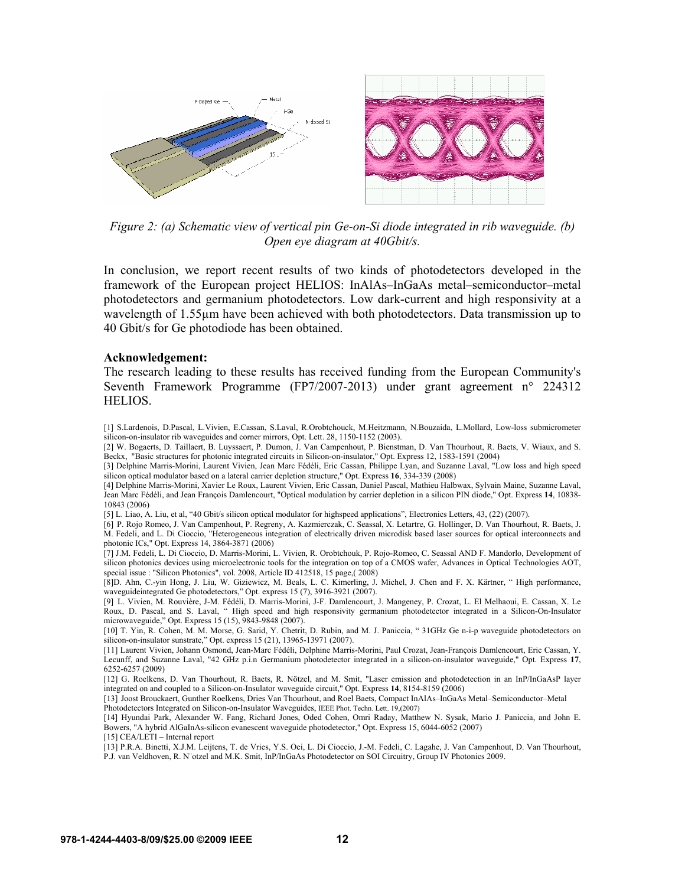P-doped Ge
Metal
i-Ge
N-doped Si
15

*Figure 2: (a) Schematic view of vertical pin Ge-on-Si diode integrated in rib waveguide. (b) Open eye diagram at 40Gbit/s.*

In conclusion, we report recent results of two kinds of photodetectors developed in the framework of the European project HELIOS: InAlAs–InGaAs metal–semiconductor–metal photodetectors and germanium photodetectors. Low dark-current and high responsivity at a wavelength of 1.55µm have been achieved with both photodetectors. Data transmission up to 40 Gbit/s for Ge photodiode has been obtained.

**Acknowledgement:**

The research leading to these results has received funding from the European Community's Seventh Framework Programme (FP7/2007-2013) under grant agreement n° 224312 HELIOS.

[1] S.Lardenois, D.Pascal, L.Vivien, E.Cassan, S.Laval, R.Orobtchouck, M.Heitzmann, N.Bouzaida, L.Mollard, Low-loss submicrometer silicon-on-insulator rib waveguides and corner mirrors, Opt. Lett. 28, 1150-1152 (2003).

[2] W. Bogaerts, D. Taillaert, B. Luyssaert, P. Dumon, J. Van Campenhout, P. Bienstman, D. Van Thourhout, R. Baets, V. Wiaux, and S. Beckx, "Basic structures for photonic integrated circuits in Silicon-on-insulator," Opt. Express 12, 1583-1591 (2004)

[3] Delphine Marris-Morini, Laurent Vivien, Jean Marc Fédéli, Eric Cassan, Philippe Lyan, and Suzanne Laval, "Low loss and high speed silicon optical modulator based on a lateral carrier depletion structure," Opt. Express **16**, 334-339 (2008)

[4] Delphine Marris-Morini, Xavier Le Roux, Laurent Vivien, Eric Cassan, Daniel Pascal, Mathieu Halbwax, Sylvain Maine, Suzanne Laval, Jean Marc Fédéli, and Jean François Damlencourt, "Optical modulation by carrier depletion in a silicon PIN diode," Opt. Express **14**, 10838-10843 (2006)

[5] L. Liao, A. Liu, et al, "40 Gbit/s silicon optical modulator for highspeed applications", Electronics Letters, 43, (22) (2007).

[6] P. Rojo Romeo, J. Van Campenhout, P. Regreny, A. Kazmierczak, C. Seassal, X. Letartre, G. Hollinger, D. Van Thourhout, R. Baets, J. M. Fedeli, and L. Di Cioccio, "Heterogeneous integration of electrically driven microdisk based laser sources for optical interconnects and photonic ICs," Opt. Express 14, 3864-3871 (2006)

[7] J.M. Fedeli, L. Di Cioccio, D. Marris-Morini, L. Vivien, R. Orobtchouk, P. Rojo-Romeo, C. Seassal AND F. Mandorlo, Development of silicon photonics devices using microelectronic tools for the integration on top of a CMOS wafer, Advances in Optical Technologies AOT, special issue : "Silicon Photonics", vol. 2008, Article ID 412518, 15 page,( 2008)

[8]D. Ahn, C.-yin Hong, J. Liu, W. Giziewicz, M. Beals, L. C. Kimerling, J. Michel, J. Chen and F. X. Kärtner, " High performance, waveguideintegrated Ge photodetectors," Opt. express 15 (7), 3916-3921 (2007).

[9] L. Vivien, M. Rouvière, J-M. Fédéli, D. Marris-Morini, J-F. Damlencourt, J. Mangeney, P. Crozat, L. El Melhaoui, E. Cassan, X. Le Roux, D. Pascal, and S. Laval, " High speed and high responsivity germanium photodetector integrated in a Silicon-On-Insulator microwaveguide," Opt. Express 15 (15), 9843-9848 (2007).

[10] T. Yin, R. Cohen, M. M. Morse, G. Sarid, Y. Chetrit, D. Rubin, and M. J. Paniccia, " 31GHz Ge n-i-p waveguide photodetectors on silicon-on-insulator sunstrate," Opt. express 15 (21), 13965-13971 (2007).

[11] Laurent Vivien, Johann Osmond, Jean-Marc Fédéli, Delphine Marris-Morini, Paul Crozat, Jean-François Damlencourt, Eric Cassan, Y. Lecunff, and Suzanne Laval, "42 GHz p.i.n Germanium photodetector integrated in a silicon-on-insulator waveguide," Opt. Express **17**, 6252-6257 (2009)

[12] G. Roelkens, D. Van Thourhout, R. Baets, R. Nötzel, and M. Smit, "Laser emission and photodetection in an InP/InGaAsP layer integrated on and coupled to a Silicon-on-Insulator waveguide circuit," Opt. Express **14**, 8154-8159 (2006)

[13] Joost Brouckaert, Gunther Roelkens, Dries Van Thourhout, and Roel Baets, Compact InAlAs–InGaAs Metal–Semiconductor–Metal Photodetectors Integrated on Silicon-on-Insulator Waveguides, IEEE Phot. Techn. Lett. 19,(2007)

[14] Hyundai Park, Alexander W. Fang, Richard Jones, Oded Cohen, Omri Raday, Matthew N. Sysak, Mario J. Paniccia, and John E. Bowers, "A hybrid AlGaInAs-silicon evanescent waveguide photodetector," Opt. Express 15, 6044-6052 (2007)

[15] CEA/LETI – Internal report

[13] P.R.A. Binetti, X.J.M. Leijtens, T. de Vries, Y.S. Oei, L. Di Cioccio, J.-M. Fedeli, C. Lagahe, J. Van Campenhout, D. Van Thourhout, P.J. van Veldhoven, R. N¨otzel and M.K. Smit, InP/InGaAs Photodetector on SOI Circuitry, Group IV Photonics 2009.

978-1-4244-4403-8/09/$25.00 ©2009 IEEE